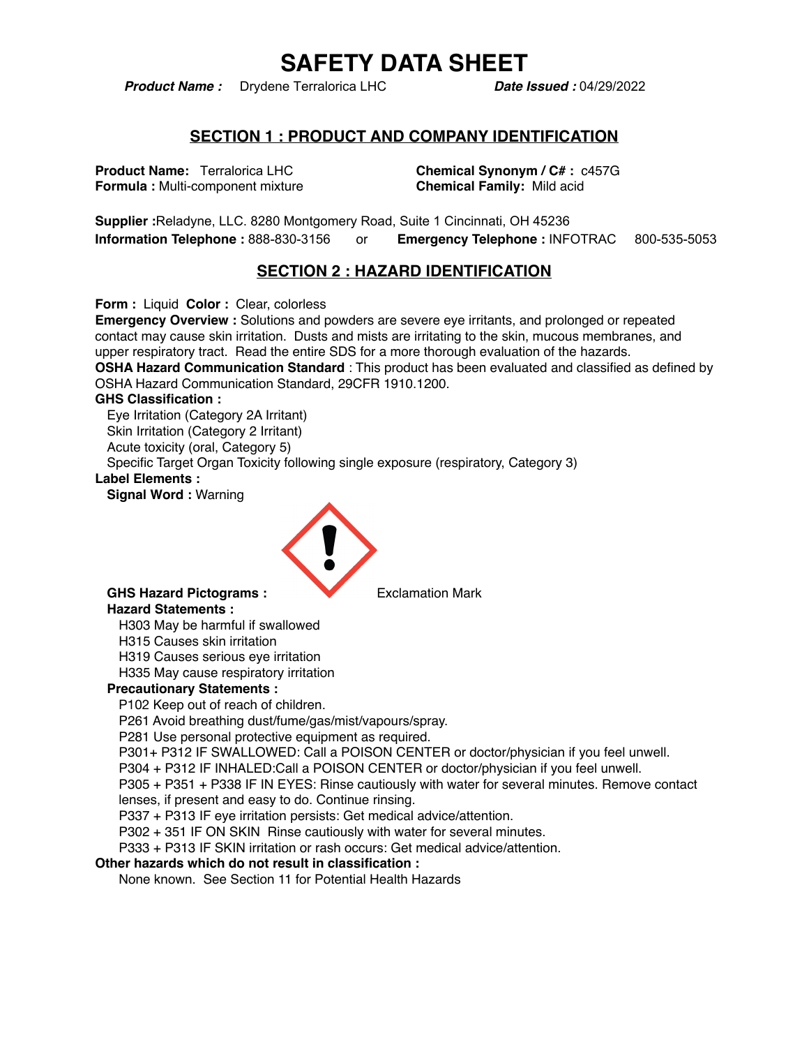# SAFETY DATA SHEET

***Product Name :*** Drydene Terralorica LHC ***Date Issued :*** 04/29/2022

## SECTION 1 : PRODUCT AND COMPANY IDENTIFICATION

**Product Name:** Terralorica LHC
**Formula :** Multi-component mixture
**Chemical Synonym / C# :** c457G
**Chemical Family:** Mild acid

**Supplier :**Reladyne, LLC. 8280 Montgomery Road, Suite 1 Cincinnati, OH 45236
**Information Telephone :** 888-830-3156 or **Emergency Telephone :** INFOTRAC 800-535-5053

## SECTION 2 : HAZARD IDENTIFICATION

**Form :** Liquid **Color :** Clear, colorless
**Emergency Overview :** Solutions and powders are severe eye irritants, and prolonged or repeated contact may cause skin irritation. Dusts and mists are irritating to the skin, mucous membranes, and upper respiratory tract. Read the entire SDS for a more thorough evaluation of the hazards.
**OSHA Hazard Communication Standard** : This product has been evaluated and classified as defined by OSHA Hazard Communication Standard, 29CFR 1910.1200.

**GHS Classification :**

- Eye Irritation (Category 2A Irritant)
- Skin Irritation (Category 2 Irritant)
- Acute toxicity (oral, Category 5)
- Specific Target Organ Toxicity following single exposure (respiratory, Category 3)

**Label Elements :**

**Signal Word :** Warning

**GHS Hazard Pictograms :** Exclamation Mark

**Hazard Statements :**

- H303 May be harmful if swallowed
- H315 Causes skin irritation
- H319 Causes serious eye irritation
- H335 May cause respiratory irritation

**Precautionary Statements :**

- P102 Keep out of reach of children.
- P261 Avoid breathing dust/fume/gas/mist/vapours/spray.
- P281 Use personal protective equipment as required.
- P301+ P312 IF SWALLOWED: Call a POISON CENTER or doctor/physician if you feel unwell.
- P304 + P312 IF INHALED:Call a POISON CENTER or doctor/physician if you feel unwell.
- P305 + P351 + P338 IF IN EYES: Rinse cautiously with water for several minutes. Remove contact lenses, if present and easy to do. Continue rinsing.
- P337 + P313 IF eye irritation persists: Get medical advice/attention.
- P302 + 351 IF ON SKIN Rinse cautiously with water for several minutes.
- P333 + P313 IF SKIN irritation or rash occurs: Get medical advice/attention.

**Other hazards which do not result in classification :**

None known. See Section 11 for Potential Health Hazards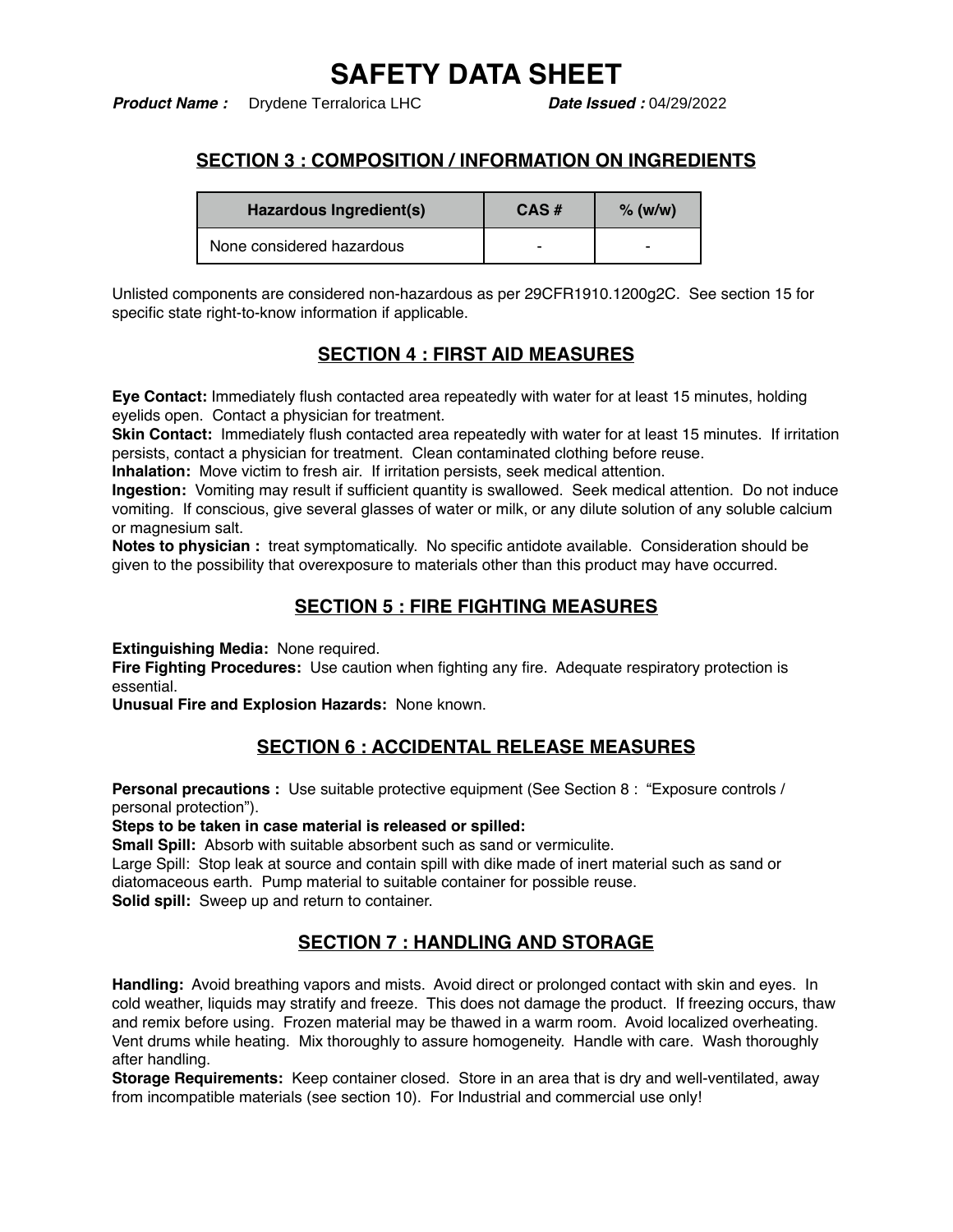# SAFETY DATA SHEET

***Product Name :*** Drydene Terralorica LHC ***Date Issued :*** 04/29/2022

## SECTION 3 : COMPOSITION / INFORMATION ON INGREDIENTS

| Hazardous Ingredient(s) | CAS # | % (w/w) |
|---|---|---|
| None considered hazardous | - | - |

Unlisted components are considered non-hazardous as per 29CFR1910.1200g2C. See section 15 for specific state right-to-know information if applicable.

## SECTION 4 : FIRST AID MEASURES

**Eye Contact:** Immediately flush contacted area repeatedly with water for at least 15 minutes, holding eyelids open. Contact a physician for treatment.
**Skin Contact:** Immediately flush contacted area repeatedly with water for at least 15 minutes. If irritation persists, contact a physician for treatment. Clean contaminated clothing before reuse.
**Inhalation:** Move victim to fresh air. If irritation persists, seek medical attention.
**Ingestion:** Vomiting may result if sufficient quantity is swallowed. Seek medical attention. Do not induce vomiting. If conscious, give several glasses of water or milk, or any dilute solution of any soluble calcium or magnesium salt.
**Notes to physician :** treat symptomatically. No specific antidote available. Consideration should be given to the possibility that overexposure to materials other than this product may have occurred.

## SECTION 5 : FIRE FIGHTING MEASURES

**Extinguishing Media:** None required.
**Fire Fighting Procedures:** Use caution when fighting any fire. Adequate respiratory protection is essential.
**Unusual Fire and Explosion Hazards:** None known.

## SECTION 6 : ACCIDENTAL RELEASE MEASURES

**Personal precautions :** Use suitable protective equipment (See Section 8 : "Exposure controls / personal protection").
**Steps to be taken in case material is released or spilled:**
**Small Spill:** Absorb with suitable absorbent such as sand or vermiculite.
Large Spill: Stop leak at source and contain spill with dike made of inert material such as sand or diatomaceous earth. Pump material to suitable container for possible reuse.
**Solid spill:** Sweep up and return to container.

## SECTION 7 : HANDLING AND STORAGE

**Handling:** Avoid breathing vapors and mists. Avoid direct or prolonged contact with skin and eyes. In cold weather, liquids may stratify and freeze. This does not damage the product. If freezing occurs, thaw and remix before using. Frozen material may be thawed in a warm room. Avoid localized overheating. Vent drums while heating. Mix thoroughly to assure homogeneity. Handle with care. Wash thoroughly after handling.
**Storage Requirements:** Keep container closed. Store in an area that is dry and well-ventilated, away from incompatible materials (see section 10). For Industrial and commercial use only!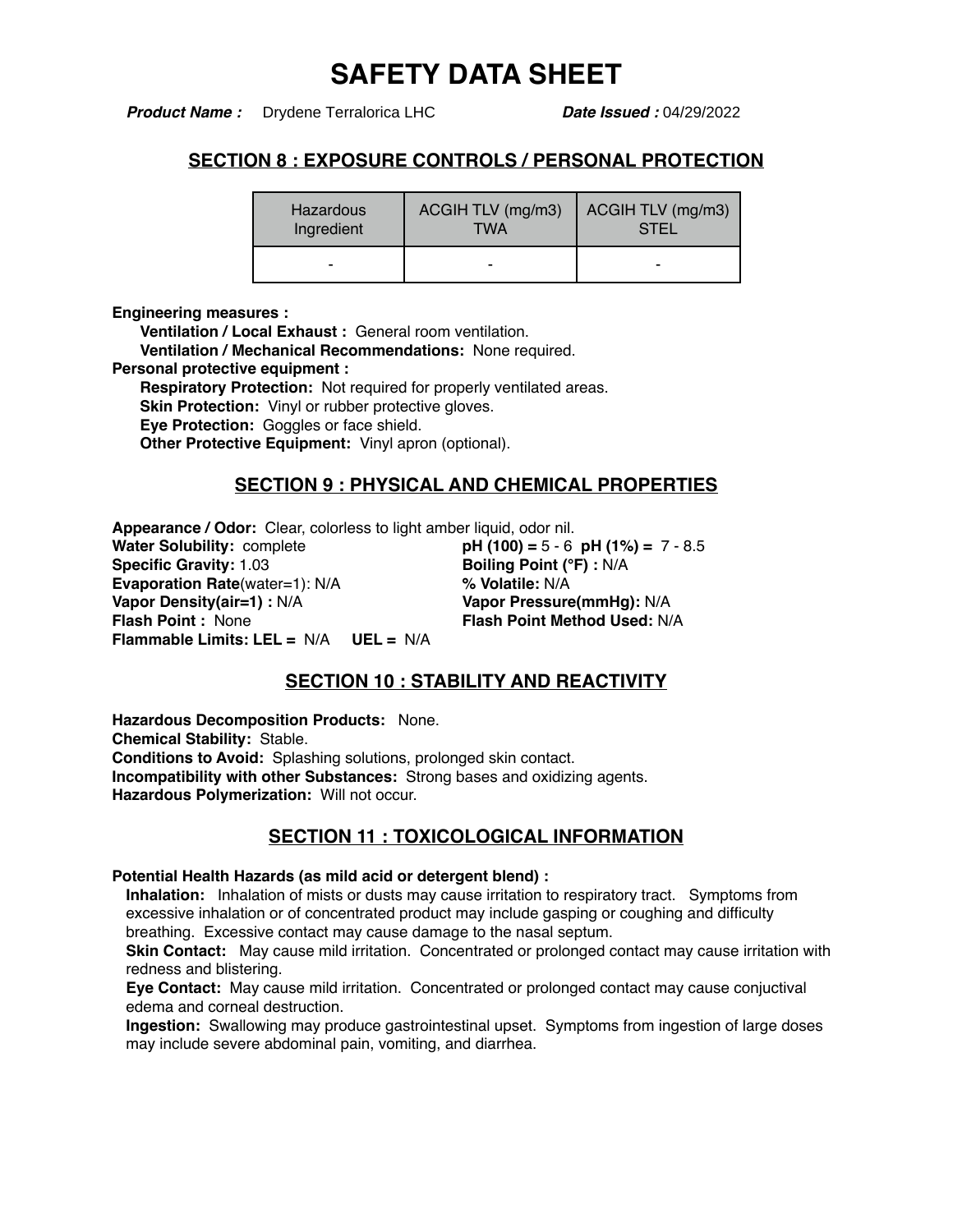# SAFETY DATA SHEET

***Product Name :*** Drydene Terralorica LHC ***Date Issued :*** 04/29/2022

## SECTION 8 : EXPOSURE CONTROLS / PERSONAL PROTECTION

| Hazardous Ingredient | ACGIH TLV (mg/m3) TWA | ACGIH TLV (mg/m3) STEL |
|---|---|---|
| - | - | - |

**Engineering measures :**

**Ventilation / Local Exhaust :** General room ventilation.

**Ventilation / Mechanical Recommendations:** None required.

**Personal protective equipment :**

**Respiratory Protection:** Not required for properly ventilated areas.

**Skin Protection:** Vinyl or rubber protective gloves.

**Eye Protection:** Goggles or face shield.

**Other Protective Equipment:** Vinyl apron (optional).

## SECTION 9 : PHYSICAL AND CHEMICAL PROPERTIES

**Appearance / Odor:** Clear, colorless to light amber liquid, odor nil.

**Water Solubility:** complete

**pH (100) =** 5 - 6 **pH (1%) =** 7 - 8.5

**Specific Gravity:** 1.03

**Boiling Point (°F) :** N/A

**Evaporation Rate**(water=1): N/A

**% Volatile:** N/A

**Vapor Density(air=1) :** N/A

**Vapor Pressure(mmHg):** N/A

**Flash Point :** None

**Flash Point Method Used:** N/A

**Flammable Limits: LEL =** N/A **UEL =** N/A

## SECTION 10 : STABILITY AND REACTIVITY

**Hazardous Decomposition Products:** None.

**Chemical Stability:** Stable.

**Conditions to Avoid:** Splashing solutions, prolonged skin contact.

**Incompatibility with other Substances:** Strong bases and oxidizing agents.

**Hazardous Polymerization:** Will not occur.

## SECTION 11 : TOXICOLOGICAL INFORMATION

**Potential Health Hazards (as mild acid or detergent blend) :**

**Inhalation:** Inhalation of mists or dusts may cause irritation to respiratory tract. Symptoms from excessive inhalation or of concentrated product may include gasping or coughing and difficulty breathing. Excessive contact may cause damage to the nasal septum.

**Skin Contact:** May cause mild irritation. Concentrated or prolonged contact may cause irritation with redness and blistering.

**Eye Contact:** May cause mild irritation. Concentrated or prolonged contact may cause conjuctival edema and corneal destruction.

**Ingestion:** Swallowing may produce gastrointestinal upset. Symptoms from ingestion of large doses may include severe abdominal pain, vomiting, and diarrhea.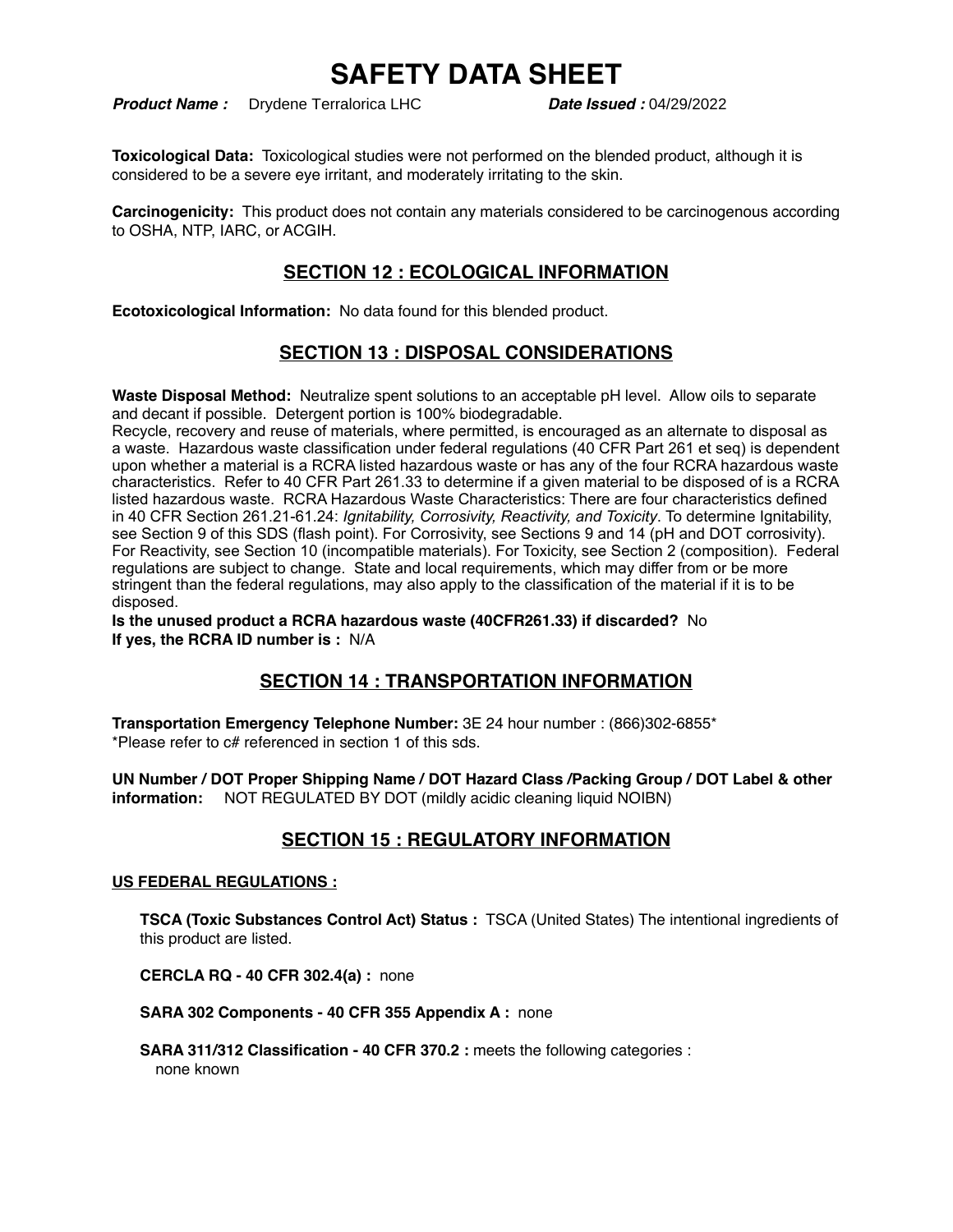# SAFETY DATA SHEET

***Product Name :*** Drydene Terralorica LHC ***Date Issued :*** 04/29/2022

**Toxicological Data:** Toxicological studies were not performed on the blended product, although it is considered to be a severe eye irritant, and moderately irritating to the skin.

**Carcinogenicity:** This product does not contain any materials considered to be carcinogenous according to OSHA, NTP, IARC, or ACGIH.

## SECTION 12 : ECOLOGICAL INFORMATION

**Ecotoxicological Information:** No data found for this blended product.

## SECTION 13 : DISPOSAL CONSIDERATIONS

**Waste Disposal Method:** Neutralize spent solutions to an acceptable pH level. Allow oils to separate and decant if possible. Detergent portion is 100% biodegradable.
Recycle, recovery and reuse of materials, where permitted, is encouraged as an alternate to disposal as a waste. Hazardous waste classification under federal regulations (40 CFR Part 261 et seq) is dependent upon whether a material is a RCRA listed hazardous waste or has any of the four RCRA hazardous waste characteristics. Refer to 40 CFR Part 261.33 to determine if a given material to be disposed of is a RCRA listed hazardous waste. RCRA Hazardous Waste Characteristics: There are four characteristics defined in 40 CFR Section 261.21-61.24: *Ignitability, Corrosivity, Reactivity, and Toxicity*. To determine Ignitability, see Section 9 of this SDS (flash point). For Corrosivity, see Sections 9 and 14 (pH and DOT corrosivity). For Reactivity, see Section 10 (incompatible materials). For Toxicity, see Section 2 (composition). Federal regulations are subject to change. State and local requirements, which may differ from or be more stringent than the federal regulations, may also apply to the classification of the material if it is to be disposed.
**Is the unused product a RCRA hazardous waste (40CFR261.33) if discarded?** No
**If yes, the RCRA ID number is :** N/A

## SECTION 14 : TRANSPORTATION INFORMATION

**Transportation Emergency Telephone Number:** 3E 24 hour number : (866)302-6855*
*Please refer to c# referenced in section 1 of this sds.

**UN Number / DOT Proper Shipping Name / DOT Hazard Class /Packing Group / DOT Label & other information:** NOT REGULATED BY DOT (mildly acidic cleaning liquid NOIBN)

## SECTION 15 : REGULATORY INFORMATION

### US FEDERAL REGULATIONS :

**TSCA (Toxic Substances Control Act) Status :** TSCA (United States) The intentional ingredients of this product are listed.

**CERCLA RQ - 40 CFR 302.4(a) :** none

**SARA 302 Components - 40 CFR 355 Appendix A :** none

**SARA 311/312 Classification - 40 CFR 370.2 :** meets the following categories :
none known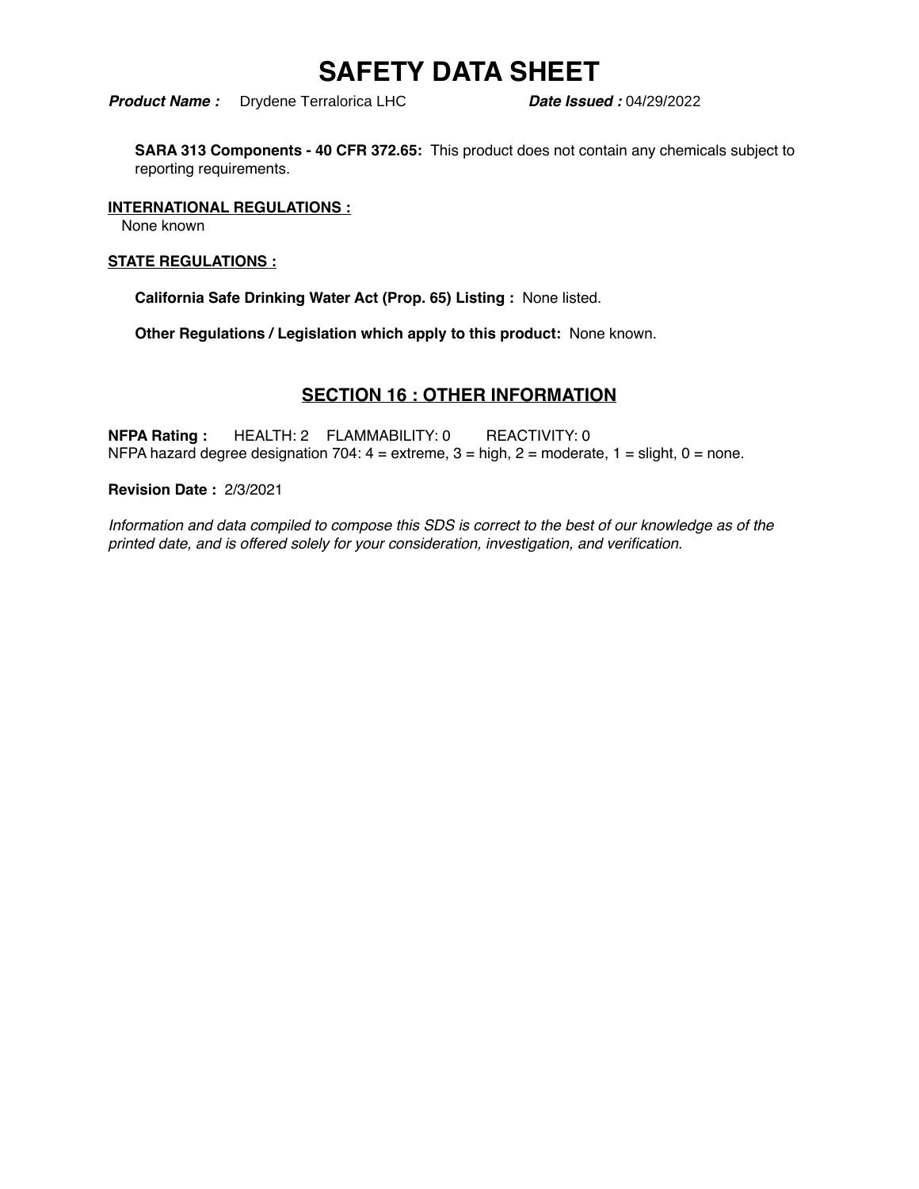**SARA 313 Components - 40 CFR 372.65:** This product does not contain any chemicals subject to reporting requirements.

**INTERNATIONAL REGULATIONS :**

None known

**STATE REGULATIONS :**

**California Safe Drinking Water Act (Prop. 65) Listing :** None listed.

**Other Regulations / Legislation which apply to this product:** None known.

## SECTION 16 : OTHER INFORMATION

**NFPA Rating :** HEALTH: 2 FLAMMABILITY: 0 REACTIVITY: 0

NFPA hazard degree designation 704: 4 = extreme, 3 = high, 2 = moderate, 1 = slight, 0 = none.

**Revision Date :** 2/3/2021

*Information and data compiled to compose this SDS is correct to the best of our knowledge as of the printed date, and is offered solely for your consideration, investigation, and verification.*